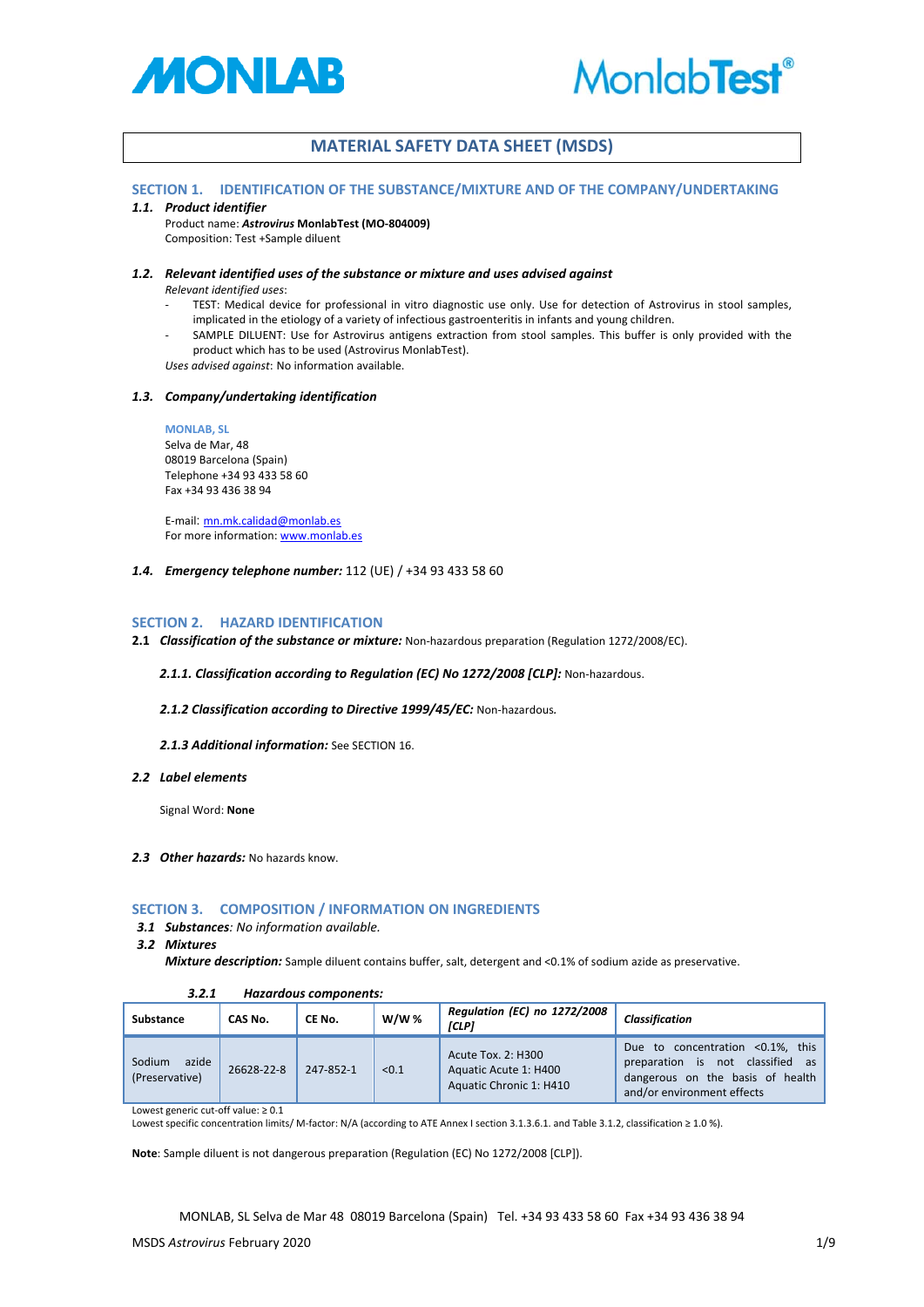MONLAB

MonlabTest®

# MATERIAL SAFETY DATA SHEET (MSDS)

## SECTION 1. IDENTIFICATION OF THE SUBSTANCE/MIXTURE AND OF THE COMPANY/UNDERTAKING

### 1.1. *Product identifier*

Product name: ***Astrovirus* MonlabTest (MO-804009)**
Composition: Test +Sample diluent

### 1.2. *Relevant identified uses of the substance or mixture and uses advised against*

*Relevant identified uses*:

- TEST: Medical device for professional in vitro diagnostic use only. Use for detection of Astrovirus in stool samples, implicated in the etiology of a variety of infectious gastroenteritis in infants and young children.
- SAMPLE DILUENT: Use for Astrovirus antigens extraction from stool samples. This buffer is only provided with the product which has to be used (Astrovirus MonlabTest).

*Uses advised against*: No information available.

### 1.3. *Company/undertaking identification*

**MONLAB, SL**
Selva de Mar, 48
08019 Barcelona (Spain)
Telephone +34 93 433 58 60
Fax +34 93 436 38 94

E-mail: mn.mk.calidad@monlab.es
For more information: www.monlab.es

### 1.4. *Emergency telephone number:* 112 (UE) / +34 93 433 58 60

## SECTION 2. HAZARD IDENTIFICATION

**2.1** ***Classification of the substance or mixture:*** Non-hazardous preparation (Regulation 1272/2008/EC).

***2.1.1. Classification according to Regulation (EC) No 1272/2008 [CLP]:*** Non-hazardous.

***2.1.2 Classification according to Directive 1999/45/EC:*** Non-hazardous.

***2.1.3 Additional information:*** See SECTION 16.

### 2.2 *Label elements*

Signal Word: **None**

***2.3 Other hazards:*** No hazards know.

## SECTION 3. COMPOSITION / INFORMATION ON INGREDIENTS

***3.1 Substances****: No information available.*

***3.2 Mixtures***

***Mixture description:*** Sample diluent contains buffer, salt, detergent and <0.1% of sodium azide as preservative.

***3.2.1 Hazardous components:***

| Substance | CAS No. | CE No. | W/W % | *Regulation (EC) no 1272/2008 [CLP]* | *Classification* |
|---|---|---|---|---|---|
| Sodium azide (Preservative) | 26628-22-8 | 247-852-1 | <0.1 | Acute Tox. 2: H300<br>Aquatic Acute 1: H400<br>Aquatic Chronic 1: H410 | Due to concentration <0.1%, this preparation is not classified as dangerous on the basis of health and/or environment effects |

Lowest generic cut-off value: ≥ 0.1
Lowest specific concentration limits/ M-factor: N/A (according to ATE Annex I section 3.1.3.6.1. and Table 3.1.2, classification ≥ 1.0 %).

**Note**: Sample diluent is not dangerous preparation (Regulation (EC) No 1272/2008 [CLP]).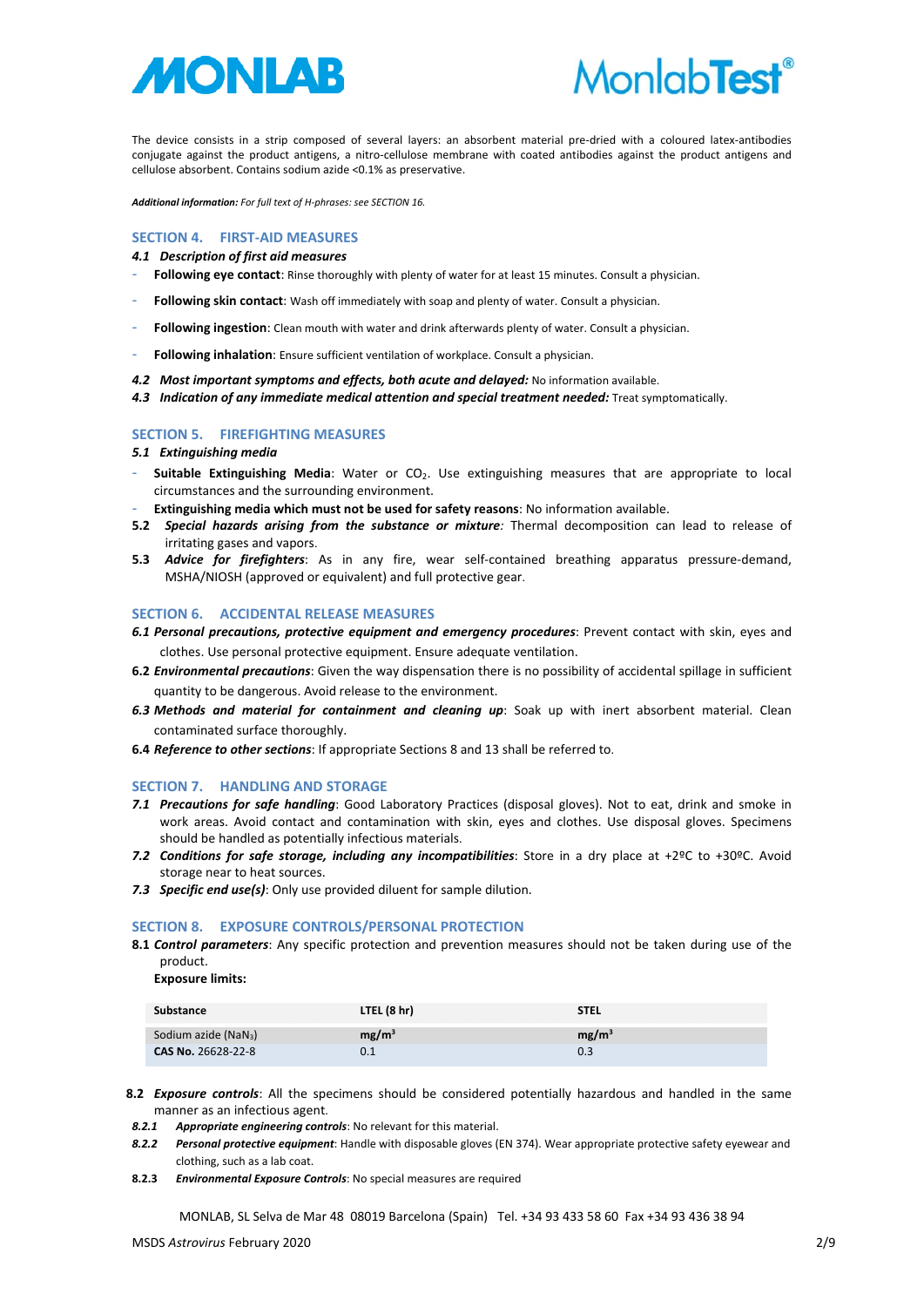The device consists in a strip composed of several layers: an absorbent material pre-dried with a coloured latex-antibodies conjugate against the product antigens, a nitro-cellulose membrane with coated antibodies against the product antigens and cellulose absorbent. Contains sodium azide <0.1% as preservative.

***Additional information:*** *For full text of H-phrases: see SECTION 16.*

## SECTION 4. FIRST-AID MEASURES

### *4.1 Description of first aid measures*

- **Following eye contact**: Rinse thoroughly with plenty of water for at least 15 minutes. Consult a physician.
- **Following skin contact**: Wash off immediately with soap and plenty of water. Consult a physician.
- **Following ingestion**: Clean mouth with water and drink afterwards plenty of water. Consult a physician.
- **Following inhalation**: Ensure sufficient ventilation of workplace. Consult a physician.

***4.2 Most important symptoms and effects, both acute and delayed:*** No information available.

***4.3 Indication of any immediate medical attention and special treatment needed:*** Treat symptomatically.

## SECTION 5. FIREFIGHTING MEASURES

### *5.1 Extinguishing media*

- **Suitable Extinguishing Media**: Water or $CO_2$. Use extinguishing measures that are appropriate to local circumstances and the surrounding environment.
- **Extinguishing media which must not be used for safety reasons**: No information available.

**5.2** ***Special hazards arising from the substance or mixture:*** Thermal decomposition can lead to release of irritating gases and vapors.

**5.3** ***Advice for firefighters***: As in any fire, wear self-contained breathing apparatus pressure-demand, MSHA/NIOSH (approved or equivalent) and full protective gear.

## SECTION 6. ACCIDENTAL RELEASE MEASURES

***6.1 Personal precautions, protective equipment and emergency procedures***: Prevent contact with skin, eyes and clothes. Use personal protective equipment. Ensure adequate ventilation.

**6.2** ***Environmental precautions***: Given the way dispensation there is no possibility of accidental spillage in sufficient quantity to be dangerous. Avoid release to the environment.

***6.3 Methods and material for containment and cleaning up***: Soak up with inert absorbent material. Clean contaminated surface thoroughly.

**6.4** ***Reference to other sections***: If appropriate Sections 8 and 13 shall be referred to.

## SECTION 7. HANDLING AND STORAGE

***7.1 Precautions for safe handling***: Good Laboratory Practices (disposal gloves). Not to eat, drink and smoke in work areas. Avoid contact and contamination with skin, eyes and clothes. Use disposal gloves. Specimens should be handled as potentially infectious materials.

***7.2 Conditions for safe storage, including any incompatibilities***: Store in a dry place at +2ºC to +30ºC. Avoid storage near to heat sources.

***7.3 Specific end use(s)***: Only use provided diluent for sample dilution.

## SECTION 8. EXPOSURE CONTROLS/PERSONAL PROTECTION

**8.1** ***Control parameters***: Any specific protection and prevention measures should not be taken during use of the product.

**Exposure limits:**

| Substance | LTEL (8 hr) | STEL |
|---|---|---|
| Sodium azide ($NaN_3$) | $mg/m^3$ | $mg/m^3$ |
| **CAS No.** 26628-22-8 | 0.1 | 0.3 |

**8.2** ***Exposure controls***: All the specimens should be considered potentially hazardous and handled in the same manner as an infectious agent.

***8.2.1 Appropriate engineering controls***: No relevant for this material.

***8.2.2 Personal protective equipment***: Handle with disposable gloves (EN 374). Wear appropriate protective safety eyewear and clothing, such as a lab coat.

**8.2.3** ***Environmental Exposure Controls***: No special measures are required

MONLAB, SL Selva de Mar 48 08019 Barcelona (Spain) Tel. +34 93 433 58 60 Fax +34 93 436 38 94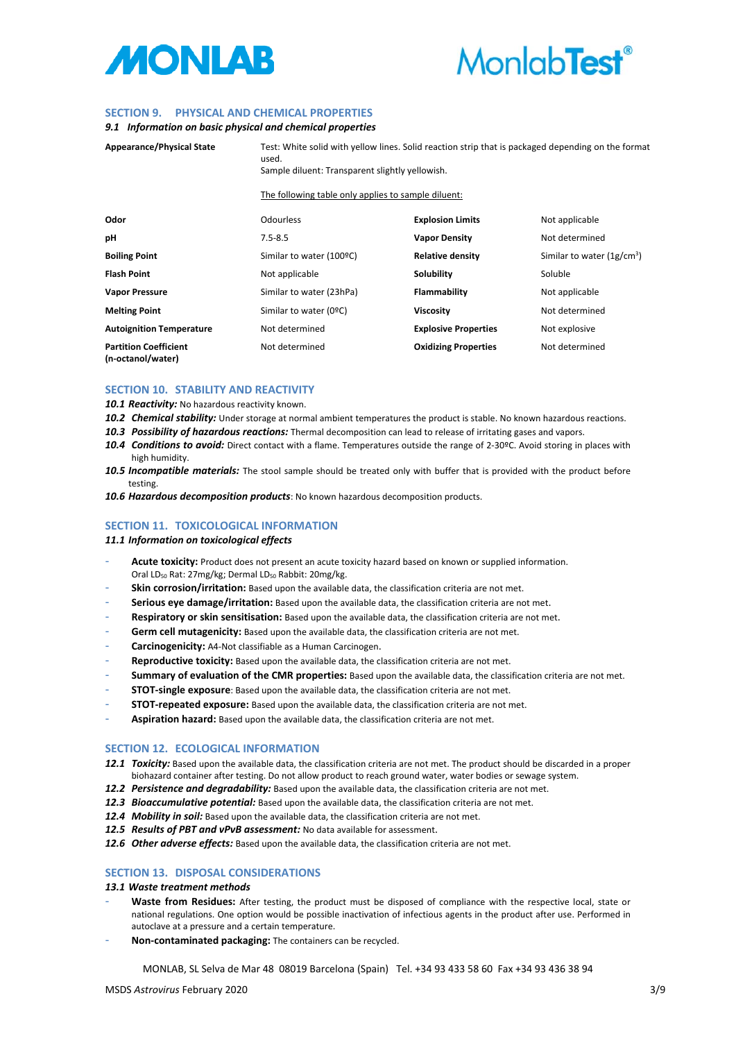## SECTION 9. PHYSICAL AND CHEMICAL PROPERTIES

### *9.1 Information on basic physical and chemical properties*

**Appearance/Physical State**

Test: White solid with yellow lines. Solid reaction strip that is packaged depending on the format used.
Sample diluent: Transparent slightly yellowish.

The following table only applies to sample diluent:

| | | | |
|---|---|---|---|
| **Odor** | Odourless | **Explosion Limits** | Not applicable |
| **pH** | 7.5-8.5 | **Vapor Density** | Not determined |
| **Boiling Point** | Similar to water (100ºC) | **Relative density** | Similar to water (1g/cm$^3$) |
| **Flash Point** | Not applicable | **Solubility** | Soluble |
| **Vapor Pressure** | Similar to water (23hPa) | **Flammability** | Not applicable |
| **Melting Point** | Similar to water (0ºC) | **Viscosity** | Not determined |
| **Autoignition Temperature** | Not determined | **Explosive Properties** | Not explosive |
| **Partition Coefficient (n-octanol/water)** | Not determined | **Oxidizing Properties** | Not determined |

## SECTION 10. STABILITY AND REACTIVITY

***10.1 Reactivity:*** No hazardous reactivity known.

***10.2 Chemical stability:*** Under storage at normal ambient temperatures the product is stable. No known hazardous reactions.

***10.3 Possibility of hazardous reactions:*** Thermal decomposition can lead to release of irritating gases and vapors.

***10.4 Conditions to avoid:*** Direct contact with a flame. Temperatures outside the range of 2-30ºC. Avoid storing in places with high humidity.

***10.5 Incompatible materials:*** The stool sample should be treated only with buffer that is provided with the product before testing.

***10.6 Hazardous decomposition products***: No known hazardous decomposition products.

## SECTION 11. TOXICOLOGICAL INFORMATION

### *11.1 Information on toxicological effects*

- **Acute toxicity:** Product does not present an acute toxicity hazard based on known or supplied information.
  Oral $LD_{50}$ Rat: 27mg/kg; Dermal $LD_{50}$ Rabbit: 20mg/kg.
- **Skin corrosion/irritation:** Based upon the available data, the classification criteria are not met.
- **Serious eye damage/irritation:** Based upon the available data, the classification criteria are not met.
- **Respiratory or skin sensitisation:** Based upon the available data, the classification criteria are not met.
- **Germ cell mutagenicity:** Based upon the available data, the classification criteria are not met.
- **Carcinogenicity:** A4-Not classifiable as a Human Carcinogen.
- **Reproductive toxicity:** Based upon the available data, the classification criteria are not met.
- **Summary of evaluation of the CMR properties:** Based upon the available data, the classification criteria are not met.
- **STOT-single exposure**: Based upon the available data, the classification criteria are not met.
- **STOT-repeated exposure:** Based upon the available data, the classification criteria are not met.
- **Aspiration hazard:** Based upon the available data, the classification criteria are not met.

## SECTION 12. ECOLOGICAL INFORMATION

***12.1 Toxicity:*** Based upon the available data, the classification criteria are not met. The product should be discarded in a proper biohazard container after testing. Do not allow product to reach ground water, water bodies or sewage system.

***12.2 Persistence and degradability:*** Based upon the available data, the classification criteria are not met.

***12.3 Bioaccumulative potential:*** Based upon the available data, the classification criteria are not met.

***12.4 Mobility in soil:*** Based upon the available data, the classification criteria are not met.

***12.5 Results of PBT and vPvB assessment:*** No data available for assessment.

***12.6 Other adverse effects:*** Based upon the available data, the classification criteria are not met.

## SECTION 13. DISPOSAL CONSIDERATIONS

### *13.1 Waste treatment methods*

- **Waste from Residues:** After testing, the product must be disposed of compliance with the respective local, state or national regulations. One option would be possible inactivation of infectious agents in the product after use. Performed in autoclave at a pressure and a certain temperature.
- **Non-contaminated packaging:** The containers can be recycled.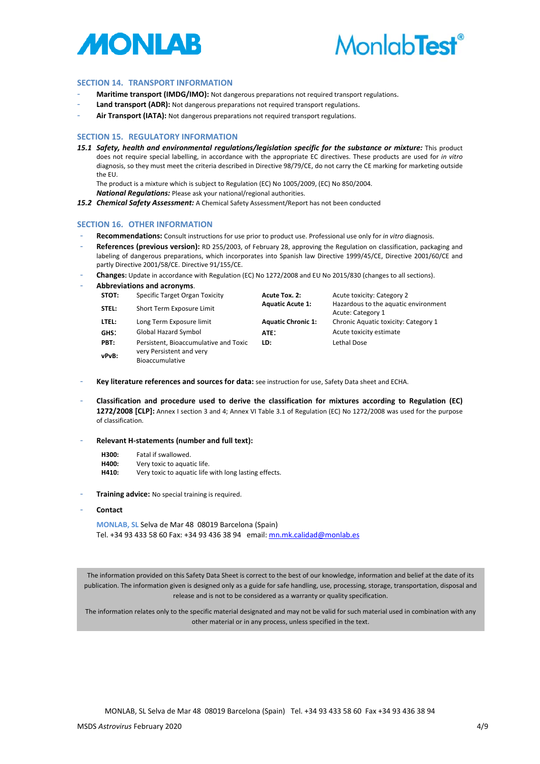## SECTION 14. TRANSPORT INFORMATION

- **Maritime transport (IMDG/IMO):** Not dangerous preparations not required transport regulations.
- **Land transport (ADR):** Not dangerous preparations not required transport regulations.
- **Air Transport (IATA):** Not dangerous preparations not required transport regulations.

## SECTION 15. REGULATORY INFORMATION

***15.1 Safety, health and environmental regulations/legislation specific for the substance or mixture:*** This product does not require special labelling, in accordance with the appropriate EC directives. These products are used for *in vitro* diagnosis, so they must meet the criteria described in Directive 98/79/CE, do not carry the CE marking for marketing outside the EU.

The product is a mixture which is subject to Regulation (EC) No 1005/2009, (EC) No 850/2004.

***National Regulations:*** Please ask your national/regional authorities.

***15.2 Chemical Safety Assessment:*** A Chemical Safety Assessment/Report has not been conducted

## SECTION 16. OTHER INFORMATION

- **Recommendations:** Consult instructions for use prior to product use. Professional use only for *in vitro* diagnosis.
- **References (previous version):** RD 255/2003, of February 28, approving the Regulation on classification, packaging and labeling of dangerous preparations, which incorporates into Spanish law Directive 1999/45/CE, Directive 2001/60/CE and partly Directive 2001/58/CE. Directive 91/155/CE.
- **Changes:** Update in accordance with Regulation (EC) No 1272/2008 and EU No 2015/830 (changes to all sections).
- **Abbreviations and acronyms**.

| | | | |
|---|---|---|---|
| **STOT:** | Specific Target Organ Toxicity | **Acute Tox. 2:** | Acute toxicity: Category 2 |
| **STEL:** | Short Term Exposure Limit | **Aquatic Acute 1:** | Hazardous to the aquatic environment Acute: Category 1 |
| **LTEL:** | Long Term Exposure limit | **Aquatic Chronic 1:** | Chronic Aquatic toxicity: Category 1 |
| **GHS:** | Global Hazard Symbol | **ATE:** | Acute toxicity estimate |
| **PBT:** | Persistent, Bioaccumulative and Toxic | **LD:** | Lethal Dose |
| **vPvB:** | very Persistent and very Bioaccumulative | | |

- **Key literature references and sources for data:** see instruction for use, Safety Data sheet and ECHA.

- **Classification and procedure used to derive the classification for mixtures according to Regulation (EC) 1272/2008 [CLP]:** Annex I section 3 and 4; Annex VI Table 3.1 of Regulation (EC) No 1272/2008 was used for the purpose of classification.

- **Relevant H-statements (number and full text):**

  **H300:** Fatal if swallowed.
  **H400:** Very toxic to aquatic life.
  **H410:** Very toxic to aquatic life with long lasting effects.

- **Training advice:** No special training is required.

- **Contact**

  **MONLAB, SL** Selva de Mar 48 08019 Barcelona (Spain)
  Tel. +34 93 433 58 60 Fax: +34 93 436 38 94 email: mn.mk.calidad@monlab.es

The information provided on this Safety Data Sheet is correct to the best of our knowledge, information and belief at the date of its publication. The information given is designed only as a guide for safe handling, use, processing, storage, transportation, disposal and release and is not to be considered as a warranty or quality specification.

The information relates only to the specific material designated and may not be valid for such material used in combination with any other material or in any process, unless specified in the text.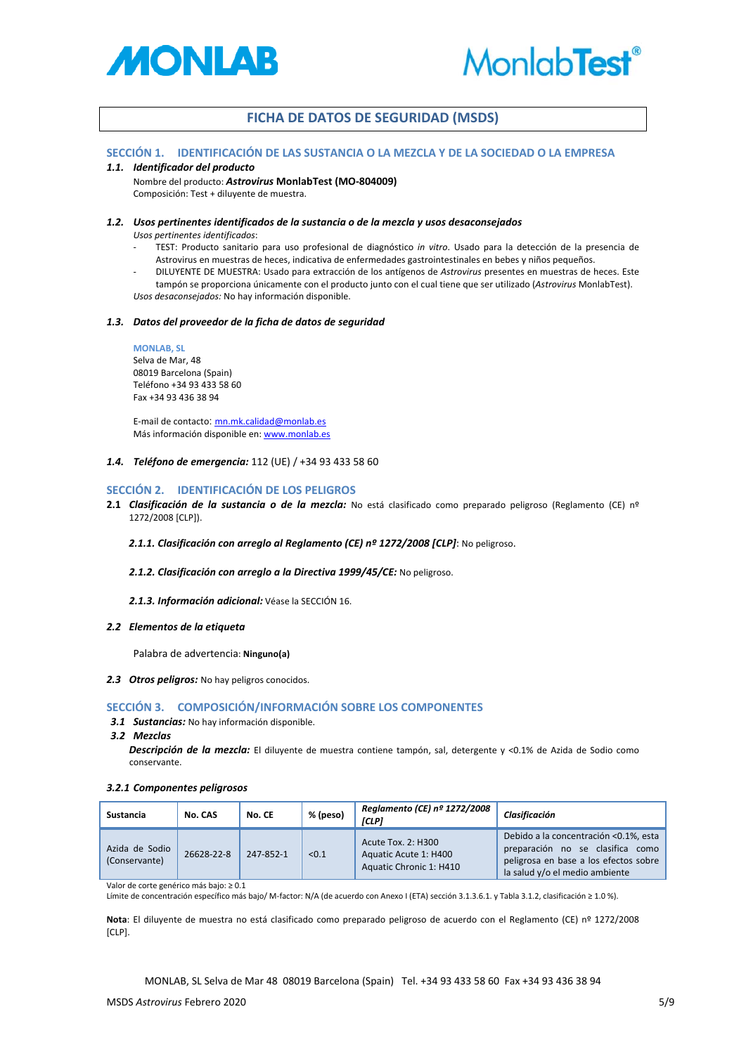MONLAB | MonlabTest®

# FICHA DE DATOS DE SEGURIDAD (MSDS)

## SECCIÓN 1. IDENTIFICACIÓN DE LAS SUSTANCIA O LA MEZCLA Y DE LA SOCIEDAD O LA EMPRESA

### *1.1. Identificador del producto*

Nombre del producto: ***Astrovirus* MonlabTest (MO-804009)**
Composición: Test + diluyente de muestra.

### *1.2. Usos pertinentes identificados de la sustancia o de la mezcla y usos desaconsejados*

*Usos pertinentes identificados*:

- TEST: Producto sanitario para uso profesional de diagnóstico *in vitro*. Usado para la detección de la presencia de Astrovirus en muestras de heces, indicativa de enfermedades gastrointestinales en bebes y niños pequeños.
- DILUYENTE DE MUESTRA: Usado para extracción de los antígenos de *Astrovirus* presentes en muestras de heces. Este tampón se proporciona únicamente con el producto junto con el cual tiene que ser utilizado (*Astrovirus* MonlabTest).

*Usos desaconsejados:* No hay información disponible.

### *1.3. Datos del proveedor de la ficha de datos de seguridad*

MONLAB, SL
Selva de Mar, 48
08019 Barcelona (Spain)
Teléfono +34 93 433 58 60
Fax +34 93 436 38 94

E-mail de contacto: mn.mk.calidad@monlab.es
Más información disponible en: www.monlab.es

### *1.4. Teléfono de emergencia:* 112 (UE) / +34 93 433 58 60

## SECCIÓN 2. IDENTIFICACIÓN DE LOS PELIGROS

**2.1** ***Clasificación de la sustancia o de la mezcla:*** No está clasificado como preparado peligroso (Reglamento (CE) nº 1272/2008 [CLP]).

***2.1.1. Clasificación con arreglo al Reglamento (CE) nº 1272/2008 [CLP]***: No peligroso.

***2.1.2. Clasificación con arreglo a la Directiva 1999/45/CE:*** No peligroso.

***2.1.3. Información adicional:*** Véase la SECCIÓN 16.

### *2.2 Elementos de la etiqueta*

Palabra de advertencia: **Ninguno(a)**

***2.3 Otros peligros:*** No hay peligros conocidos.

## SECCIÓN 3. COMPOSICIÓN/INFORMACIÓN SOBRE LOS COMPONENTES

***3.1 Sustancias:*** No hay información disponible.

### *3.2 Mezclas*

***Descripción de la mezcla:*** El diluyente de muestra contiene tampón, sal, detergente y <0.1% de Azida de Sodio como conservante.

#### *3.2.1 Componentes peligrosos*

| Sustancia | No. CAS | No. CE | % (peso) | *Reglamento (CE) nº 1272/2008 [CLP]* | *Clasificación* |
|---|---|---|---|---|---|
| Azida de Sodio (Conservante) | 26628-22-8 | 247-852-1 | <0.1 | Acute Tox. 2: H300<br>Aquatic Acute 1: H400<br>Aquatic Chronic 1: H410 | Debido a la concentración <0.1%, esta preparación no se clasifica como peligrosa en base a los efectos sobre la salud y/o el medio ambiente |

Valor de corte genérico más bajo: ≥ 0.1
Límite de concentración específico más bajo/ M-factor: N/A (de acuerdo con Anexo I (ETA) sección 3.1.3.6.1. y Tabla 3.1.2, clasificación ≥ 1.0 %).

**Nota**: El diluyente de muestra no está clasificado como preparado peligroso de acuerdo con el Reglamento (CE) nº 1272/2008 [CLP].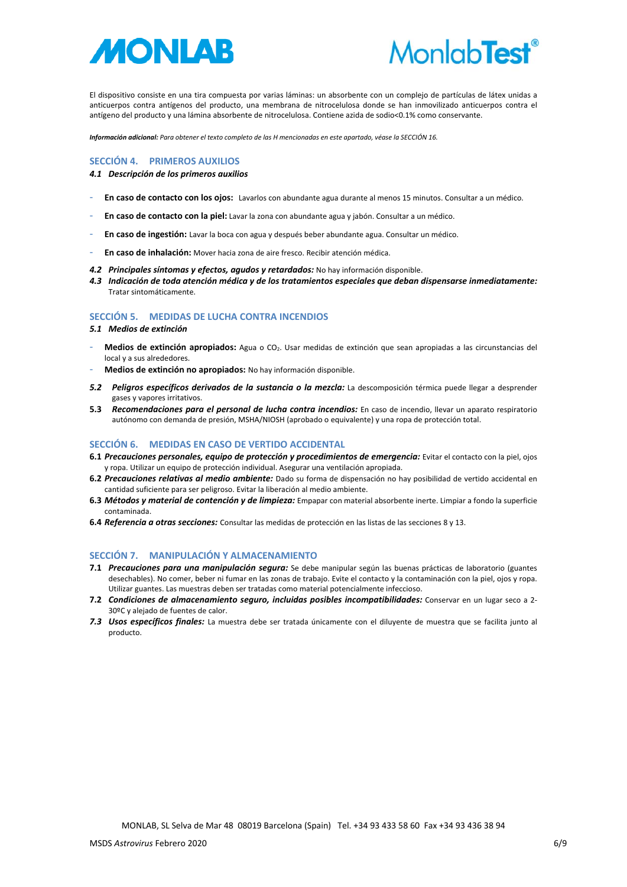El dispositivo consiste en una tira compuesta por varias láminas: un absorbente con un complejo de partículas de látex unidas a anticuerpos contra antígenos del producto, una membrana de nitrocelulosa donde se han inmovilizado anticuerpos contra el antígeno del producto y una lámina absorbente de nitrocelulosa. Contiene azida de sodio<0.1% como conservante.

***Información adicional:*** *Para obtener el texto completo de las H mencionadas en este apartado, véase la SECCIÓN 16.*

## SECCIÓN 4. PRIMEROS AUXILIOS

### *4.1 Descripción de los primeros auxilios*

- **En caso de contacto con los ojos:** Lavarlos con abundante agua durante al menos 15 minutos. Consultar a un médico.
- **En caso de contacto con la piel:** Lavar la zona con abundante agua y jabón. Consultar a un médico.
- **En caso de ingestión:** Lavar la boca con agua y después beber abundante agua. Consultar un médico.
- **En caso de inhalación:** Mover hacia zona de aire fresco. Recibir atención médica.

***4.2 Principales síntomas y efectos, agudos y retardados:*** No hay información disponible.

***4.3 Indicación de toda atención médica y de los tratamientos especiales que deban dispensarse inmediatamente:*** Tratar sintomáticamente.

## SECCIÓN 5. MEDIDAS DE LUCHA CONTRA INCENDIOS

### *5.1 Medios de extinción*

- **Medios de extinción apropiados:** Agua o $CO_2$. Usar medidas de extinción que sean apropiadas a las circunstancias del local y a sus alrededores.
- **Medios de extinción no apropiados:** No hay información disponible.

***5.2 Peligros específicos derivados de la sustancia o la mezcla:*** La descomposición térmica puede llegar a desprender gases y vapores irritativos.

**5.3 *Recomendaciones para el personal de lucha contra incendios:*** En caso de incendio, llevar un aparato respiratorio autónomo con demanda de presión, MSHA/NIOSH (aprobado o equivalente) y una ropa de protección total.

## SECCIÓN 6. MEDIDAS EN CASO DE VERTIDO ACCIDENTAL

**6.1 *Precauciones personales, equipo de protección y procedimientos de emergencia:*** Evitar el contacto con la piel, ojos y ropa. Utilizar un equipo de protección individual. Asegurar una ventilación apropiada.

**6.2 *Precauciones relativas al medio ambiente:*** Dado su forma de dispensación no hay posibilidad de vertido accidental en cantidad suficiente para ser peligroso. Evitar la liberación al medio ambiente.

**6.3 *Métodos y material de contención y de limpieza:*** Empapar con material absorbente inerte. Limpiar a fondo la superficie contaminada.

**6.4 *Referencia a otras secciones:*** Consultar las medidas de protección en las listas de las secciones 8 y 13.

## SECCIÓN 7. MANIPULACIÓN Y ALMACENAMIENTO

**7.1 *Precauciones para una manipulación segura:*** Se debe manipular según las buenas prácticas de laboratorio (guantes desechables). No comer, beber ni fumar en las zonas de trabajo. Evite el contacto y la contaminación con la piel, ojos y ropa. Utilizar guantes. Las muestras deben ser tratadas como material potencialmente infeccioso.

**7.2 *Condiciones de almacenamiento seguro, incluidas posibles incompatibilidades:*** Conservar en un lugar seco a 2-30ºC y alejado de fuentes de calor.

***7.3 Usos específicos finales:*** La muestra debe ser tratada únicamente con el diluyente de muestra que se facilita junto al producto.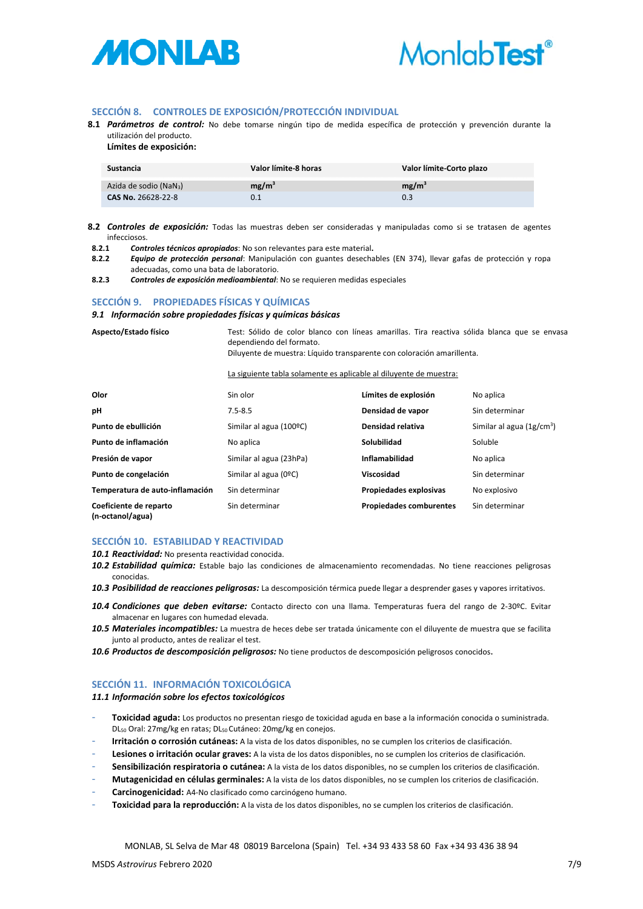## SECCIÓN 8. CONTROLES DE EXPOSICIÓN/PROTECCIÓN INDIVIDUAL

**8.1** ***Parámetros de control:*** No debe tomarse ningún tipo de medida específica de protección y prevención durante la utilización del producto.

**Límites de exposición:**

| Sustancia | Valor límite-8 horas | Valor límite-Corto plazo |
|---|---|---|
| Azida de sodio ($NaN_3$) | **$mg/m^3$** | **$mg/m^3$** |
| **CAS No.** 26628-22-8 | 0.1 | 0.3 |

**8.2** ***Controles de exposición:*** Todas las muestras deben ser consideradas y manipuladas como si se tratasen de agentes infecciosos.

**8.2.1** ***Controles técnicos apropiados***: No son relevantes para este material.

**8.2.2** ***Equipo de protección personal***: Manipulación con guantes desechables (EN 374), llevar gafas de protección y ropa adecuadas, como una bata de laboratorio.

**8.2.3** ***Controles de exposición medioambiental***: No se requieren medidas especiales

## SECCIÓN 9. PROPIEDADES FÍSICAS Y QUÍMICAS

### *9.1 Información sobre propiedades físicas y químicas básicas*

**Aspecto/Estado físico**

Test: Sólido de color blanco con líneas amarillas. Tira reactiva sólida blanca que se envasa dependiendo del formato.
Diluyente de muestra: Líquido transparente con coloración amarillenta.

La siguiente tabla solamente es aplicable al diluyente de muestra:

| | | | |
|---|---|---|---|
| **Olor** | Sin olor | **Límites de explosión** | No aplica |
| **pH** | 7.5-8.5 | **Densidad de vapor** | Sin determinar |
| **Punto de ebullición** | Similar al agua (100ºC) | **Densidad relativa** | Similar al agua ($1g/cm^3$) |
| **Punto de inflamación** | No aplica | **Solubilidad** | Soluble |
| **Presión de vapor** | Similar al agua (23hPa) | **Inflamabilidad** | No aplica |
| **Punto de congelación** | Similar al agua (0ºC) | **Viscosidad** | Sin determinar |
| **Temperatura de auto-inflamación** | Sin determinar | **Propiedades explosivas** | No explosivo |
| **Coeficiente de reparto (n-octanol/agua)** | Sin determinar | **Propiedades comburentes** | Sin determinar |

## SECCIÓN 10. ESTABILIDAD Y REACTIVIDAD

***10.1 Reactividad:*** No presenta reactividad conocida.

***10.2 Estabilidad química:*** Estable bajo las condiciones de almacenamiento recomendadas. No tiene reacciones peligrosas conocidas.

***10.3 Posibilidad de reacciones peligrosas:*** La descomposición térmica puede llegar a desprender gases y vapores irritativos.

***10.4 Condiciones que deben evitarse:*** Contacto directo con una llama. Temperaturas fuera del rango de 2-30ºC. Evitar almacenar en lugares con humedad elevada.

***10.5 Materiales incompatibles:*** La muestra de heces debe ser tratada únicamente con el diluyente de muestra que se facilita junto al producto, antes de realizar el test.

***10.6 Productos de descomposición peligrosos:*** No tiene productos de descomposición peligrosos conocidos.

## SECCIÓN 11. INFORMACIÓN TOXICOLÓGICA

### *11.1 Información sobre los efectos toxicológicos*

- **Toxicidad aguda:** Los productos no presentan riesgo de toxicidad aguda en base a la información conocida o suministrada. $DL_{50}$ Oral: 27mg/kg en ratas; $DL_{50}$ Cutáneo: 20mg/kg en conejos.
- **Irritación o corrosión cutáneas:** A la vista de los datos disponibles, no se cumplen los criterios de clasificación.
- **Lesiones o irritación ocular graves:** A la vista de los datos disponibles, no se cumplen los criterios de clasificación.
- **Sensibilización respiratoria o cutánea:** A la vista de los datos disponibles, no se cumplen los criterios de clasificación.
- **Mutagenicidad en células germinales:** A la vista de los datos disponibles, no se cumplen los criterios de clasificación.
- **Carcinogenicidad:** A4-No clasificado como carcinógeno humano.
- **Toxicidad para la reproducción:** A la vista de los datos disponibles, no se cumplen los criterios de clasificación.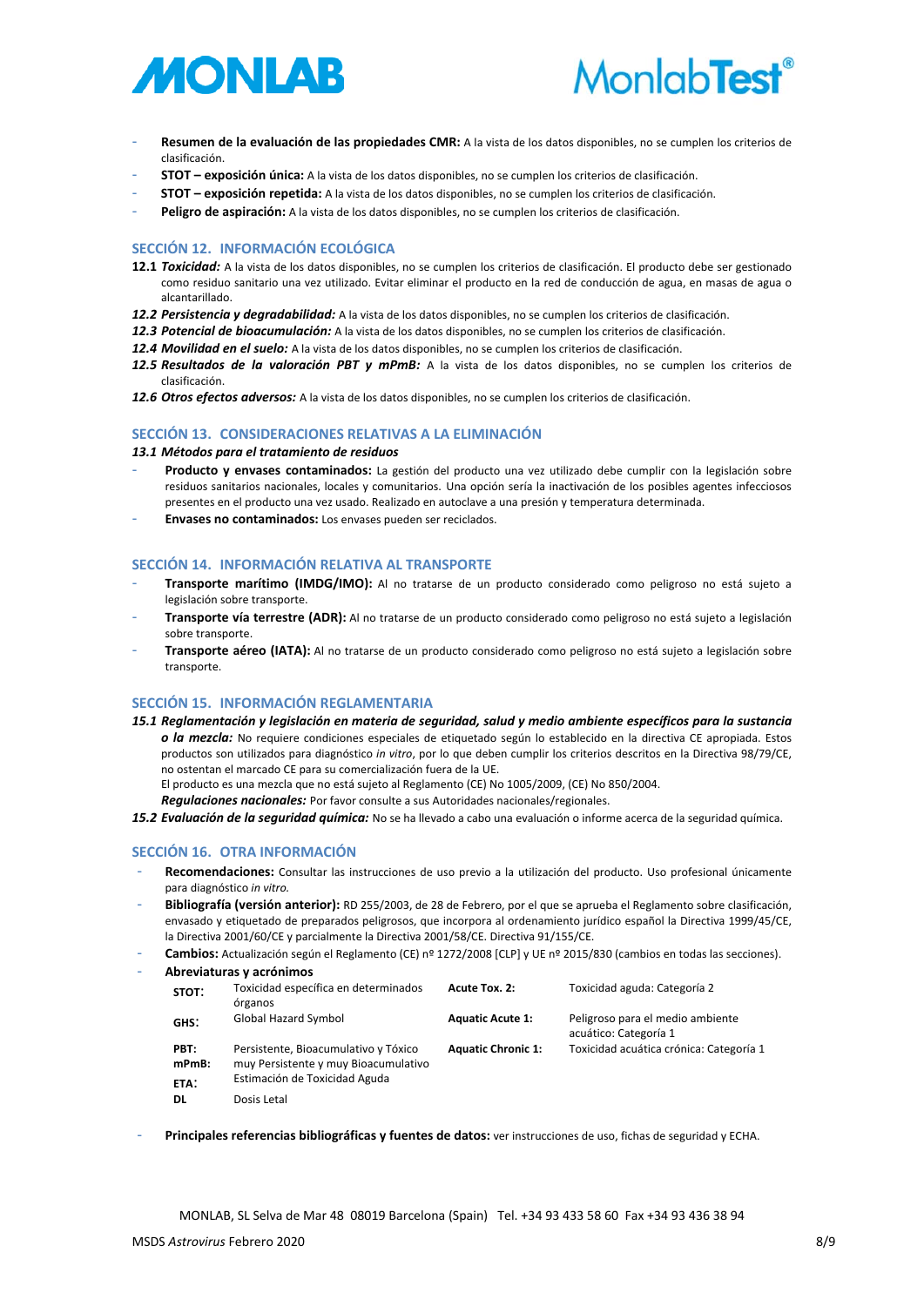- **Resumen de la evaluación de las propiedades CMR:** A la vista de los datos disponibles, no se cumplen los criterios de clasificación.
- **STOT – exposición única:** A la vista de los datos disponibles, no se cumplen los criterios de clasificación.
- **STOT – exposición repetida:** A la vista de los datos disponibles, no se cumplen los criterios de clasificación.
- **Peligro de aspiración:** A la vista de los datos disponibles, no se cumplen los criterios de clasificación.

## SECCIÓN 12. INFORMACIÓN ECOLÓGICA

**12.1** ***Toxicidad:*** A la vista de los datos disponibles, no se cumplen los criterios de clasificación. El producto debe ser gestionado como residuo sanitario una vez utilizado. Evitar eliminar el producto en la red de conducción de agua, en masas de agua o alcantarillado.

***12.2 Persistencia y degradabilidad:*** A la vista de los datos disponibles, no se cumplen los criterios de clasificación.

***12.3 Potencial de bioacumulación:*** A la vista de los datos disponibles, no se cumplen los criterios de clasificación.

***12.4 Movilidad en el suelo:*** A la vista de los datos disponibles, no se cumplen los criterios de clasificación.

***12.5 Resultados de la valoración PBT y mPmB:*** A la vista de los datos disponibles, no se cumplen los criterios de clasificación.

***12.6 Otros efectos adversos:*** A la vista de los datos disponibles, no se cumplen los criterios de clasificación.

## SECCIÓN 13. CONSIDERACIONES RELATIVAS A LA ELIMINACIÓN

***13.1 Métodos para el tratamiento de residuos***

- **Producto y envases contaminados:** La gestión del producto una vez utilizado debe cumplir con la legislación sobre residuos sanitarios nacionales, locales y comunitarios. Una opción sería la inactivación de los posibles agentes infecciosos presentes en el producto una vez usado. Realizado en autoclave a una presión y temperatura determinada.
- **Envases no contaminados:** Los envases pueden ser reciclados.

## SECCIÓN 14. INFORMACIÓN RELATIVA AL TRANSPORTE

- **Transporte marítimo (IMDG/IMO):** Al no tratarse de un producto considerado como peligroso no está sujeto a legislación sobre transporte.
- **Transporte vía terrestre (ADR):** Al no tratarse de un producto considerado como peligroso no está sujeto a legislación sobre transporte.
- **Transporte aéreo (IATA):** Al no tratarse de un producto considerado como peligroso no está sujeto a legislación sobre transporte.

## SECCIÓN 15. INFORMACIÓN REGLAMENTARIA

***15.1 Reglamentación y legislación en materia de seguridad, salud y medio ambiente específicos para la sustancia o la mezcla:*** No requiere condiciones especiales de etiquetado según lo establecido en la directiva CE apropiada. Estos productos son utilizados para diagnóstico *in vitro*, por lo que deben cumplir los criterios descritos en la Directiva 98/79/CE, no ostentan el marcado CE para su comercialización fuera de la UE.

El producto es una mezcla que no está sujeto al Reglamento (CE) No 1005/2009, (CE) No 850/2004.

***Regulaciones nacionales:*** Por favor consulte a sus Autoridades nacionales/regionales.

***15.2 Evaluación de la seguridad química:*** No se ha llevado a cabo una evaluación o informe acerca de la seguridad química.

## SECCIÓN 16. OTRA INFORMACIÓN

- **Recomendaciones:** Consultar las instrucciones de uso previo a la utilización del producto. Uso profesional únicamente para diagnóstico *in vitro.*
- **Bibliografía (versión anterior):** RD 255/2003, de 28 de Febrero, por el que se aprueba el Reglamento sobre clasificación, envasado y etiquetado de preparados peligrosos, que incorpora al ordenamiento jurídico español la Directiva 1999/45/CE, la Directiva 2001/60/CE y parcialmente la Directiva 2001/58/CE. Directiva 91/155/CE.
- **Cambios:** Actualización según el Reglamento (CE) nº 1272/2008 [CLP] y UE nº 2015/830 (cambios en todas las secciones).
- **Abreviaturas y acrónimos**

| | | | |
|---|---|---|---|
| **STOT:** | Toxicidad específica en determinados órganos | **Acute Tox. 2:** | Toxicidad aguda: Categoría 2 |
| **GHS:** | Global Hazard Symbol | **Aquatic Acute 1:** | Peligroso para el medio ambiente acuático: Categoría 1 |
| **PBT:** | Persistente, Bioacumulativo y Tóxico | **Aquatic Chronic 1:** | Toxicidad acuática crónica: Categoría 1 |
| **mPmB:** | muy Persistente y muy Bioacumulativo | | |
| **ETA:** | Estimación de Toxicidad Aguda | | |
| **DL** | Dosis Letal | | |

- **Principales referencias bibliográficas y fuentes de datos:** ver instrucciones de uso, fichas de seguridad y ECHA.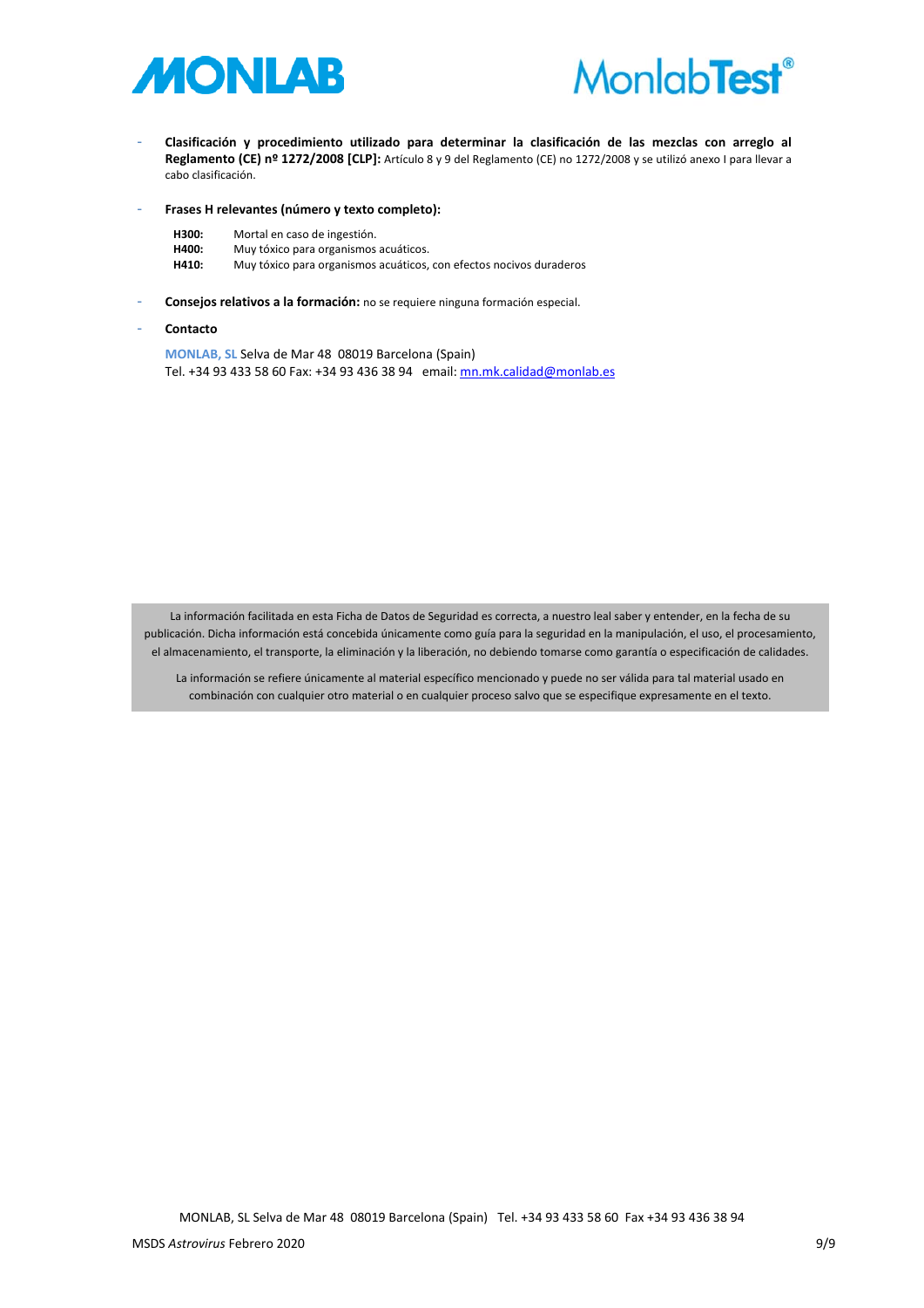- **Clasificación y procedimiento utilizado para determinar la clasificación de las mezclas con arreglo al Reglamento (CE) nº 1272/2008 [CLP]:** Artículo 8 y 9 del Reglamento (CE) no 1272/2008 y se utilizó anexo I para llevar a cabo clasificación.

- **Frases H relevantes (número y texto completo):**

  **H300:** Mortal en caso de ingestión.
  **H400:** Muy tóxico para organismos acuáticos.
  **H410:** Muy tóxico para organismos acuáticos, con efectos nocivos duraderos

- **Consejos relativos a la formación:** no se requiere ninguna formación especial.

- **Contacto**

  **MONLAB, SL** Selva de Mar 48 08019 Barcelona (Spain)
  Tel. +34 93 433 58 60 Fax: +34 93 436 38 94 email: mn.mk.calidad@monlab.es

La información facilitada en esta Ficha de Datos de Seguridad es correcta, a nuestro leal saber y entender, en la fecha de su publicación. Dicha información está concebida únicamente como guía para la seguridad en la manipulación, el uso, el procesamiento, el almacenamiento, el transporte, la eliminación y la liberación, no debiendo tomarse como garantía o especificación de calidades.

La información se refiere únicamente al material específico mencionado y puede no ser válida para tal material usado en combinación con cualquier otro material o en cualquier proceso salvo que se especifique expresamente en el texto.